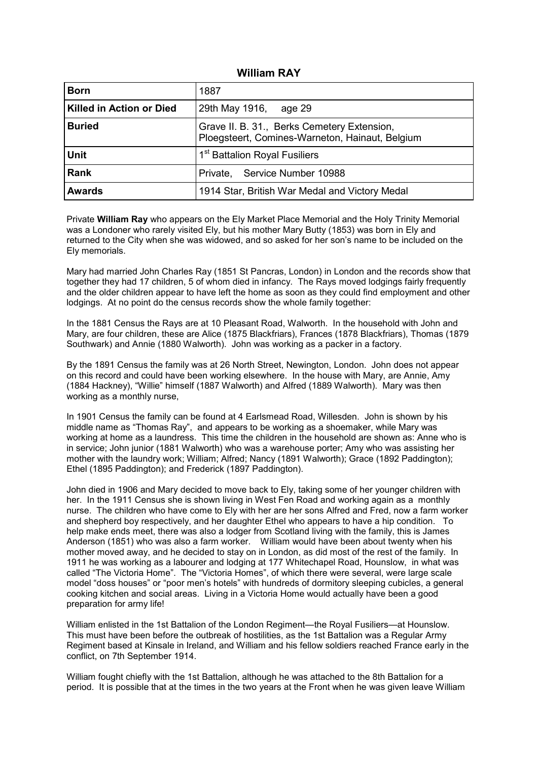# William RAY

| **Born** | 1887 |
|---|---|
| **Killed in Action or Died** | 29th May 1916, age 29 |
| **Buried** | Grave II. B. 31., Berks Cemetery Extension, Ploegsteert, Comines-Warneton, Hainaut, Belgium |
| **Unit** | 1st Battalion Royal Fusiliers |
| **Rank** | Private, Service Number 10988 |
| **Awards** | 1914 Star, British War Medal and Victory Medal |

Private **William Ray** who appears on the Ely Market Place Memorial and the Holy Trinity Memorial was a Londoner who rarely visited Ely, but his mother Mary Butty (1853) was born in Ely and returned to the City when she was widowed, and so asked for her son's name to be included on the Ely memorials.

Mary had married John Charles Ray (1851 St Pancras, London) in London and the records show that together they had 17 children, 5 of whom died in infancy. The Rays moved lodgings fairly frequently and the older children appear to have left the home as soon as they could find employment and other lodgings. At no point do the census records show the whole family together:

In the 1881 Census the Rays are at 10 Pleasant Road, Walworth. In the household with John and Mary, are four children, these are Alice (1875 Blackfriars), Frances (1878 Blackfriars), Thomas (1879 Southwark) and Annie (1880 Walworth). John was working as a packer in a factory.

By the 1891 Census the family was at 26 North Street, Newington, London. John does not appear on this record and could have been working elsewhere. In the house with Mary, are Annie, Amy (1884 Hackney), "Willie" himself (1887 Walworth) and Alfred (1889 Walworth). Mary was then working as a monthly nurse,

In 1901 Census the family can be found at 4 Earlsmead Road, Willesden. John is shown by his middle name as "Thomas Ray", and appears to be working as a shoemaker, while Mary was working at home as a laundress. This time the children in the household are shown as: Anne who is in service; John junior (1881 Walworth) who was a warehouse porter; Amy who was assisting her mother with the laundry work; William; Alfred; Nancy (1891 Walworth); Grace (1892 Paddington); Ethel (1895 Paddington); and Frederick (1897 Paddington).

John died in 1906 and Mary decided to move back to Ely, taking some of her younger children with her. In the 1911 Census she is shown living in West Fen Road and working again as a monthly nurse. The children who have come to Ely with her are her sons Alfred and Fred, now a farm worker and shepherd boy respectively, and her daughter Ethel who appears to have a hip condition. To help make ends meet, there was also a lodger from Scotland living with the family, this is James Anderson (1851) who was also a farm worker. William would have been about twenty when his mother moved away, and he decided to stay on in London, as did most of the rest of the family. In 1911 he was working as a labourer and lodging at 177 Whitechapel Road, Hounslow, in what was called "The Victoria Home". The "Victoria Homes", of which there were several, were large scale model "doss houses" or "poor men's hotels" with hundreds of dormitory sleeping cubicles, a general cooking kitchen and social areas. Living in a Victoria Home would actually have been a good preparation for army life!

William enlisted in the 1st Battalion of the London Regiment—the Royal Fusiliers—at Hounslow. This must have been before the outbreak of hostilities, as the 1st Battalion was a Regular Army Regiment based at Kinsale in Ireland, and William and his fellow soldiers reached France early in the conflict, on 7th September 1914.

William fought chiefly with the 1st Battalion, although he was attached to the 8th Battalion for a period. It is possible that at the times in the two years at the Front when he was given leave William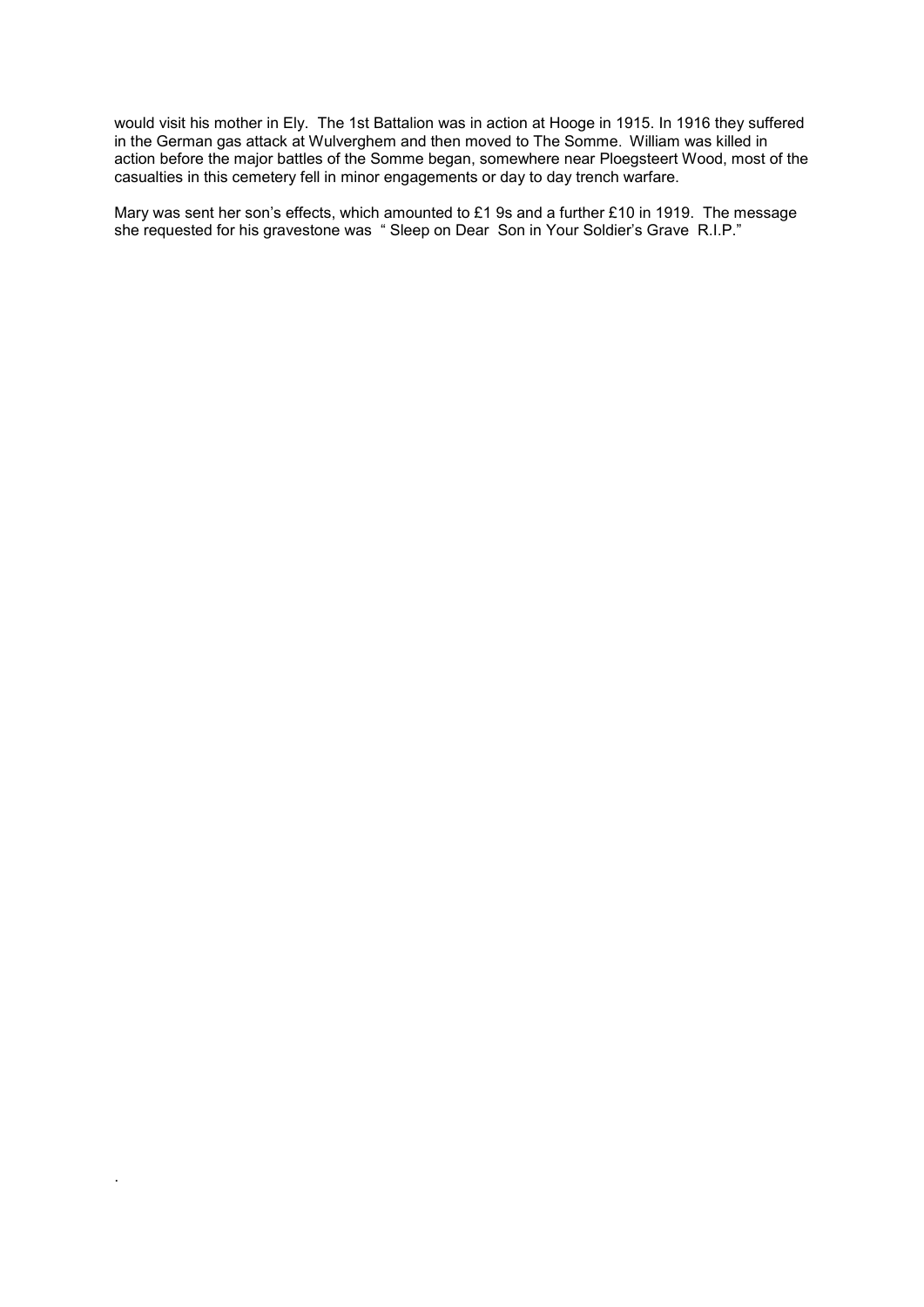would visit his mother in Ely. The 1st Battalion was in action at Hooge in 1915. In 1916 they suffered in the German gas attack at Wulverghem and then moved to The Somme. William was killed in action before the major battles of the Somme began, somewhere near Ploegsteert Wood, most of the casualties in this cemetery fell in minor engagements or day to day trench warfare.

Mary was sent her son's effects, which amounted to £1 9s and a further £10 in 1919. The message she requested for his gravestone was " Sleep on Dear Son in Your Soldier's Grave R.I.P."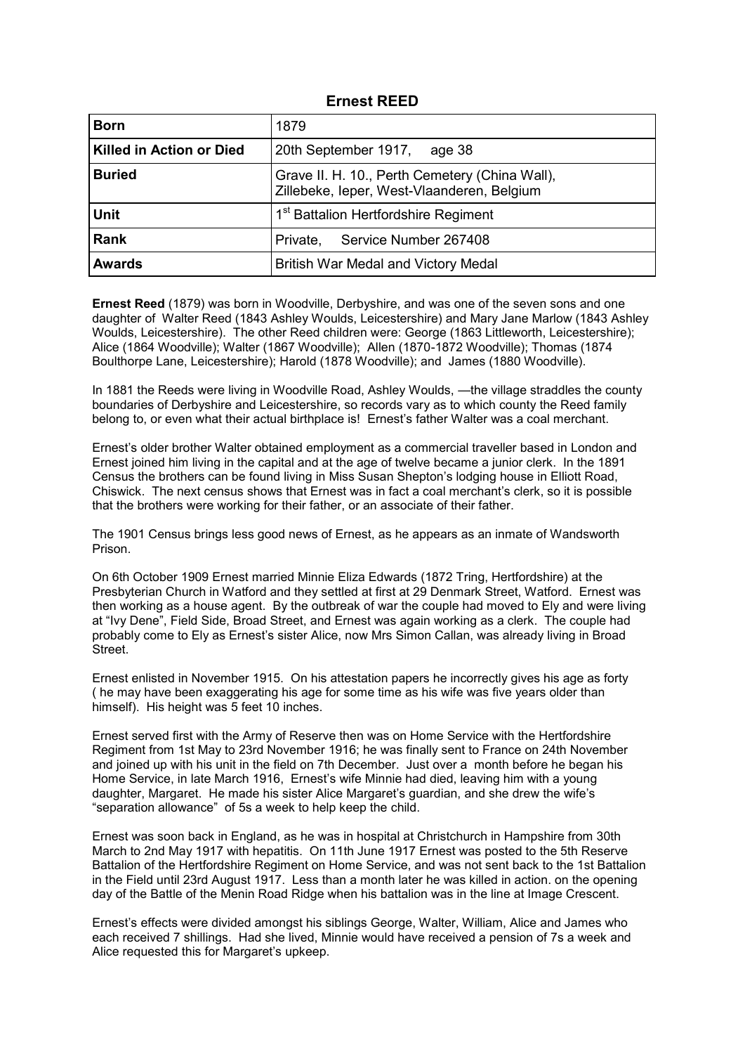## Ernest REED

| | |
|---|---|
| **Born** | 1879 |
| **Killed in Action or Died** | 20th September 1917, age 38 |
| **Buried** | Grave II. H. 10., Perth Cemetery (China Wall), Zillebeke, Ieper, West-Vlaanderen, Belgium |
| **Unit** | 1st Battalion Hertfordshire Regiment |
| **Rank** | Private, Service Number 267408 |
| **Awards** | British War Medal and Victory Medal |

**Ernest Reed** (1879) was born in Woodville, Derbyshire, and was one of the seven sons and one daughter of Walter Reed (1843 Ashley Woulds, Leicestershire) and Mary Jane Marlow (1843 Ashley Woulds, Leicestershire). The other Reed children were: George (1863 Littleworth, Leicestershire); Alice (1864 Woodville); Walter (1867 Woodville); Allen (1870-1872 Woodville); Thomas (1874 Boulthorpe Lane, Leicestershire); Harold (1878 Woodville); and James (1880 Woodville).

In 1881 the Reeds were living in Woodville Road, Ashley Woulds, —the village straddles the county boundaries of Derbyshire and Leicestershire, so records vary as to which county the Reed family belong to, or even what their actual birthplace is! Ernest's father Walter was a coal merchant.

Ernest's older brother Walter obtained employment as a commercial traveller based in London and Ernest joined him living in the capital and at the age of twelve became a junior clerk. In the 1891 Census the brothers can be found living in Miss Susan Shepton's lodging house in Elliott Road, Chiswick. The next census shows that Ernest was in fact a coal merchant's clerk, so it is possible that the brothers were working for their father, or an associate of their father.

The 1901 Census brings less good news of Ernest, as he appears as an inmate of Wandsworth Prison.

On 6th October 1909 Ernest married Minnie Eliza Edwards (1872 Tring, Hertfordshire) at the Presbyterian Church in Watford and they settled at first at 29 Denmark Street, Watford. Ernest was then working as a house agent. By the outbreak of war the couple had moved to Ely and were living at "Ivy Dene", Field Side, Broad Street, and Ernest was again working as a clerk. The couple had probably come to Ely as Ernest's sister Alice, now Mrs Simon Callan, was already living in Broad Street.

Ernest enlisted in November 1915. On his attestation papers he incorrectly gives his age as forty ( he may have been exaggerating his age for some time as his wife was five years older than himself). His height was 5 feet 10 inches.

Ernest served first with the Army of Reserve then was on Home Service with the Hertfordshire Regiment from 1st May to 23rd November 1916; he was finally sent to France on 24th November and joined up with his unit in the field on 7th December. Just over a month before he began his Home Service, in late March 1916, Ernest's wife Minnie had died, leaving him with a young daughter, Margaret. He made his sister Alice Margaret's guardian, and she drew the wife's "separation allowance" of 5s a week to help keep the child.

Ernest was soon back in England, as he was in hospital at Christchurch in Hampshire from 30th March to 2nd May 1917 with hepatitis. On 11th June 1917 Ernest was posted to the 5th Reserve Battalion of the Hertfordshire Regiment on Home Service, and was not sent back to the 1st Battalion in the Field until 23rd August 1917. Less than a month later he was killed in action. on the opening day of the Battle of the Menin Road Ridge when his battalion was in the line at Image Crescent.

Ernest's effects were divided amongst his siblings George, Walter, William, Alice and James who each received 7 shillings. Had she lived, Minnie would have received a pension of 7s a week and Alice requested this for Margaret's upkeep.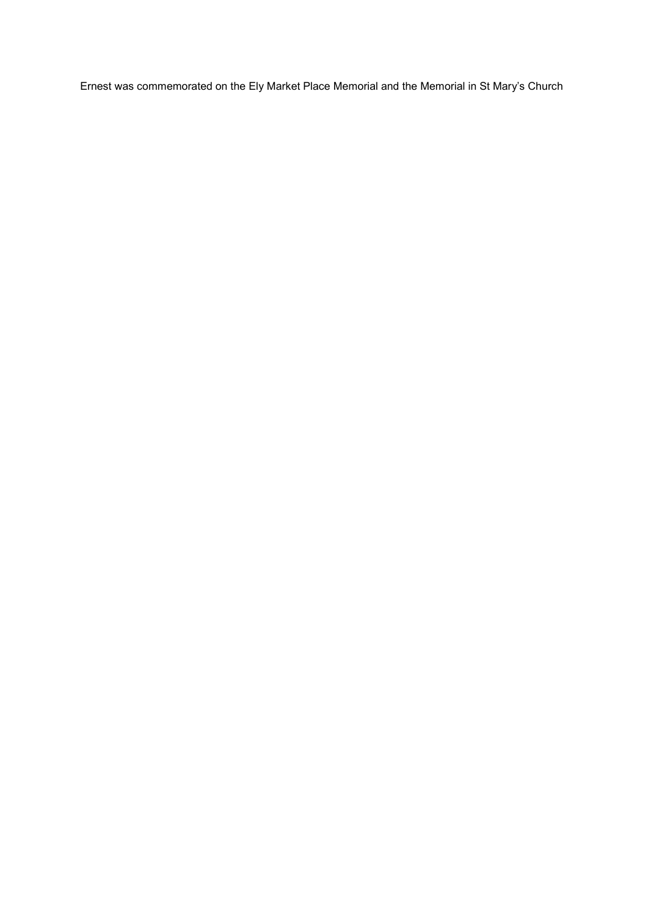Ernest was commemorated on the Ely Market Place Memorial and the Memorial in St Mary's Church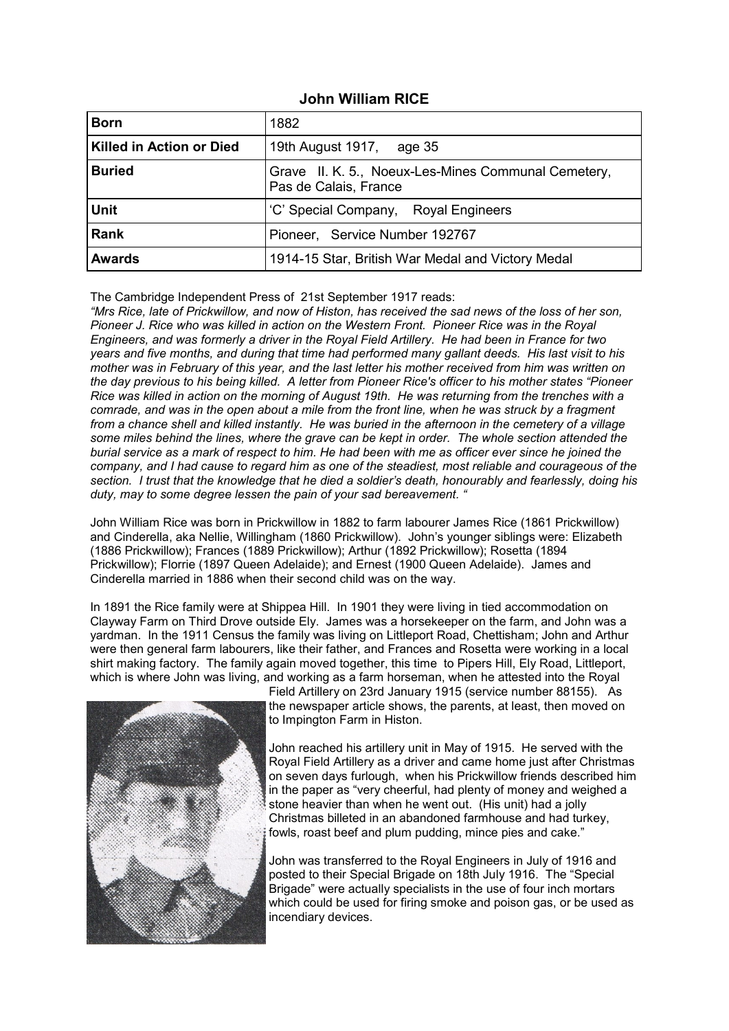# John William RICE

| **Born** | 1882 |
|---|---|
| **Killed in Action or Died** | 19th August 1917, age 35 |
| **Buried** | Grave II. K. 5., Noeux-Les-Mines Communal Cemetery, Pas de Calais, France |
| **Unit** | 'C' Special Company, Royal Engineers |
| **Rank** | Pioneer, Service Number 192767 |
| **Awards** | 1914-15 Star, British War Medal and Victory Medal |

The Cambridge Independent Press of 21st September 1917 reads:

*"Mrs Rice, late of Prickwillow, and now of Histon, has received the sad news of the loss of her son, Pioneer J. Rice who was killed in action on the Western Front. Pioneer Rice was in the Royal Engineers, and was formerly a driver in the Royal Field Artillery. He had been in France for two years and five months, and during that time had performed many gallant deeds. His last visit to his mother was in February of this year, and the last letter his mother received from him was written on the day previous to his being killed. A letter from Pioneer Rice's officer to his mother states "Pioneer Rice was killed in action on the morning of August 19th. He was returning from the trenches with a comrade, and was in the open about a mile from the front line, when he was struck by a fragment from a chance shell and killed instantly. He was buried in the afternoon in the cemetery of a village some miles behind the lines, where the grave can be kept in order. The whole section attended the burial service as a mark of respect to him. He had been with me as officer ever since he joined the company, and I had cause to regard him as one of the steadiest, most reliable and courageous of the section. I trust that the knowledge that he died a soldier's death, honourably and fearlessly, doing his duty, may to some degree lessen the pain of your sad bereavement. "*

John William Rice was born in Prickwillow in 1882 to farm labourer James Rice (1861 Prickwillow) and Cinderella, aka Nellie, Willingham (1860 Prickwillow). John's younger siblings were: Elizabeth (1886 Prickwillow); Frances (1889 Prickwillow); Arthur (1892 Prickwillow); Rosetta (1894 Prickwillow); Florrie (1897 Queen Adelaide); and Ernest (1900 Queen Adelaide). James and Cinderella married in 1886 when their second child was on the way.

In 1891 the Rice family were at Shippea Hill. In 1901 they were living in tied accommodation on Clayway Farm on Third Drove outside Ely. James was a horsekeeper on the farm, and John was a yardman. In the 1911 Census the family was living on Littleport Road, Chettisham; John and Arthur were then general farm labourers, like their father, and Frances and Rosetta were working in a local shirt making factory. The family again moved together, this time to Pipers Hill, Ely Road, Littleport, which is where John was living, and working as a farm horseman, when he attested into the Royal Field Artillery on 23rd January 1915 (service number 88155). As the newspaper article shows, the parents, at least, then moved on to Impington Farm in Histon.

John reached his artillery unit in May of 1915. He served with the Royal Field Artillery as a driver and came home just after Christmas on seven days furlough, when his Prickwillow friends described him in the paper as "very cheerful, had plenty of money and weighed a stone heavier than when he went out. (His unit) had a jolly Christmas billeted in an abandoned farmhouse and had turkey, fowls, roast beef and plum pudding, mince pies and cake."

John was transferred to the Royal Engineers in July of 1916 and posted to their Special Brigade on 18th July 1916. The "Special Brigade" were actually specialists in the use of four inch mortars which could be used for firing smoke and poison gas, or be used as incendiary devices.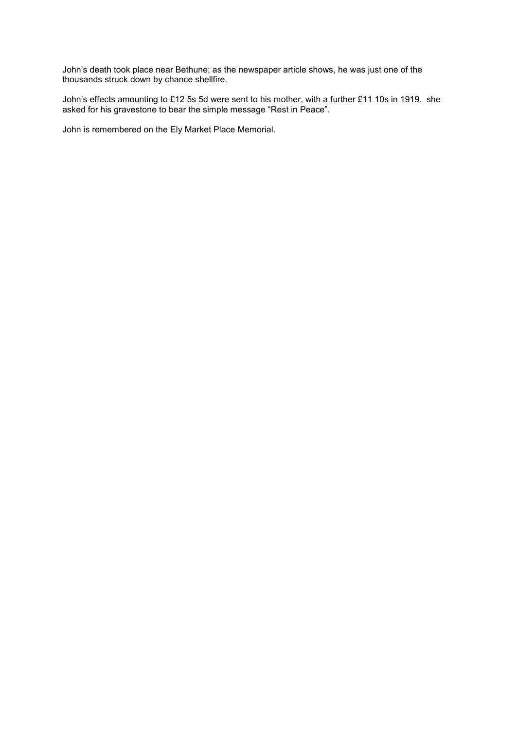John's death took place near Bethune; as the newspaper article shows, he was just one of the thousands struck down by chance shellfire.

John's effects amounting to £12 5s 5d were sent to his mother, with a further £11 10s in 1919. she asked for his gravestone to bear the simple message "Rest in Peace".

John is remembered on the Ely Market Place Memorial.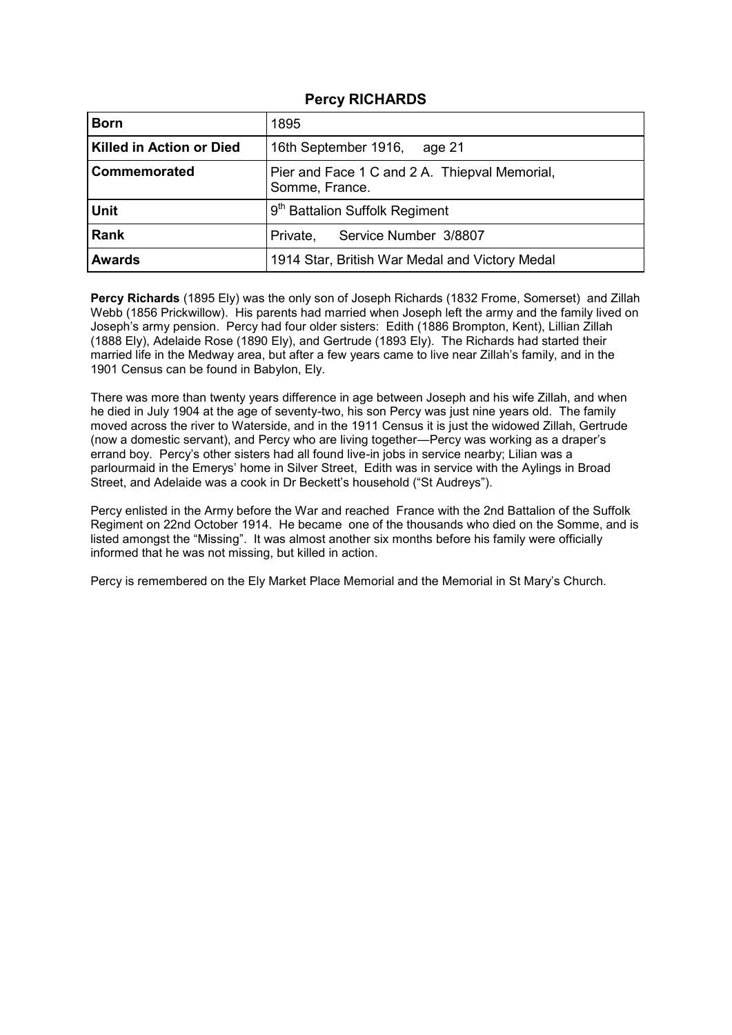## Percy RICHARDS

| Born | 1895 |
|---|---|
| Killed in Action or Died | 16th September 1916, age 21 |
| Commemorated | Pier and Face 1 C and 2 A. Thiepval Memorial, Somme, France. |
| Unit | 9th Battalion Suffolk Regiment |
| Rank | Private, Service Number 3/8807 |
| Awards | 1914 Star, British War Medal and Victory Medal |

**Percy Richards** (1895 Ely) was the only son of Joseph Richards (1832 Frome, Somerset) and Zillah Webb (1856 Prickwillow). His parents had married when Joseph left the army and the family lived on Joseph's army pension. Percy had four older sisters: Edith (1886 Brompton, Kent), Lillian Zillah (1888 Ely), Adelaide Rose (1890 Ely), and Gertrude (1893 Ely). The Richards had started their married life in the Medway area, but after a few years came to live near Zillah's family, and in the 1901 Census can be found in Babylon, Ely.

There was more than twenty years difference in age between Joseph and his wife Zillah, and when he died in July 1904 at the age of seventy-two, his son Percy was just nine years old. The family moved across the river to Waterside, and in the 1911 Census it is just the widowed Zillah, Gertrude (now a domestic servant), and Percy who are living together—Percy was working as a draper's errand boy. Percy's other sisters had all found live-in jobs in service nearby; Lilian was a parlourmaid in the Emerys' home in Silver Street, Edith was in service with the Aylings in Broad Street, and Adelaide was a cook in Dr Beckett's household ("St Audreys").

Percy enlisted in the Army before the War and reached France with the 2nd Battalion of the Suffolk Regiment on 22nd October 1914. He became one of the thousands who died on the Somme, and is listed amongst the "Missing". It was almost another six months before his family were officially informed that he was not missing, but killed in action.

Percy is remembered on the Ely Market Place Memorial and the Memorial in St Mary's Church.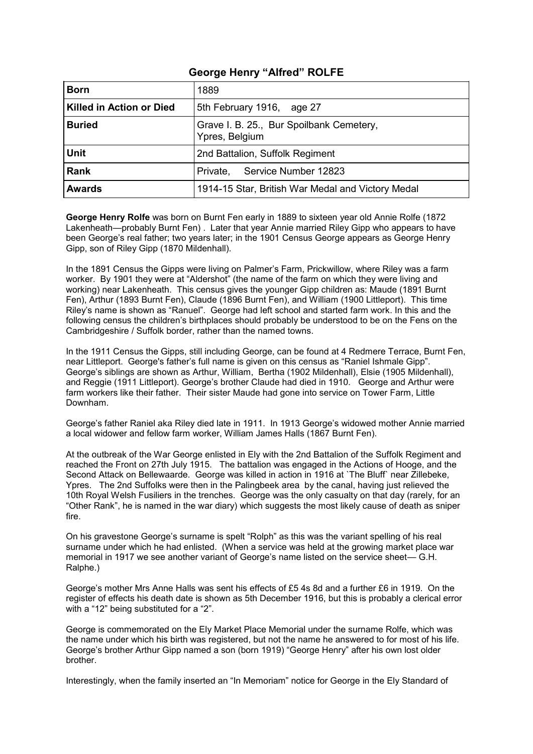## George Henry "Alfred" ROLFE

| **Born** | 1889 |
|---|---|
| **Killed in Action or Died** | 5th February 1916, age 27 |
| **Buried** | Grave I. B. 25., Bur Spoilbank Cemetery, Ypres, Belgium |
| **Unit** | 2nd Battalion, Suffolk Regiment |
| **Rank** | Private, Service Number 12823 |
| **Awards** | 1914-15 Star, British War Medal and Victory Medal |

**George Henry Rolfe** was born on Burnt Fen early in 1889 to sixteen year old Annie Rolfe (1872 Lakenheath—probably Burnt Fen) . Later that year Annie married Riley Gipp who appears to have been George's real father; two years later; in the 1901 Census George appears as George Henry Gipp, son of Riley Gipp (1870 Mildenhall).

In the 1891 Census the Gipps were living on Palmer's Farm, Prickwillow, where Riley was a farm worker. By 1901 they were at "Aldershot" (the name of the farm on which they were living and working) near Lakenheath. This census gives the younger Gipp children as: Maude (1891 Burnt Fen), Arthur (1893 Burnt Fen), Claude (1896 Burnt Fen), and William (1900 Littleport). This time Riley's name is shown as "Ranuel". George had left school and started farm work. In this and the following census the children's birthplaces should probably be understood to be on the Fens on the Cambridgeshire / Suffolk border, rather than the named towns.

In the 1911 Census the Gipps, still including George, can be found at 4 Redmere Terrace, Burnt Fen, near Littleport. George's father's full name is given on this census as "Raniel Ishmale Gipp". George's siblings are shown as Arthur, William, Bertha (1902 Mildenhall), Elsie (1905 Mildenhall), and Reggie (1911 Littleport). George's brother Claude had died in 1910. George and Arthur were farm workers like their father. Their sister Maude had gone into service on Tower Farm, Little Downham.

George's father Raniel aka Riley died late in 1911. In 1913 George's widowed mother Annie married a local widower and fellow farm worker, William James Halls (1867 Burnt Fen).

At the outbreak of the War George enlisted in Ely with the 2nd Battalion of the Suffolk Regiment and reached the Front on 27th July 1915. The battalion was engaged in the Actions of Hooge, and the Second Attack on Bellewaarde. George was killed in action in 1916 at `The Bluff` near Zillebeke, Ypres. The 2nd Suffolks were then in the Palingbeek area by the canal, having just relieved the 10th Royal Welsh Fusiliers in the trenches. George was the only casualty on that day (rarely, for an "Other Rank", he is named in the war diary) which suggests the most likely cause of death as sniper fire.

On his gravestone George's surname is spelt "Rolph" as this was the variant spelling of his real surname under which he had enlisted. (When a service was held at the growing market place war memorial in 1917 we see another variant of George's name listed on the service sheet— G.H. Ralphe.)

George's mother Mrs Anne Halls was sent his effects of £5 4s 8d and a further £6 in 1919. On the register of effects his death date is shown as 5th December 1916, but this is probably a clerical error with a "12" being substituted for a "2".

George is commemorated on the Ely Market Place Memorial under the surname Rolfe, which was the name under which his birth was registered, but not the name he answered to for most of his life. George's brother Arthur Gipp named a son (born 1919) "George Henry" after his own lost older brother.

Interestingly, when the family inserted an "In Memoriam" notice for George in the Ely Standard of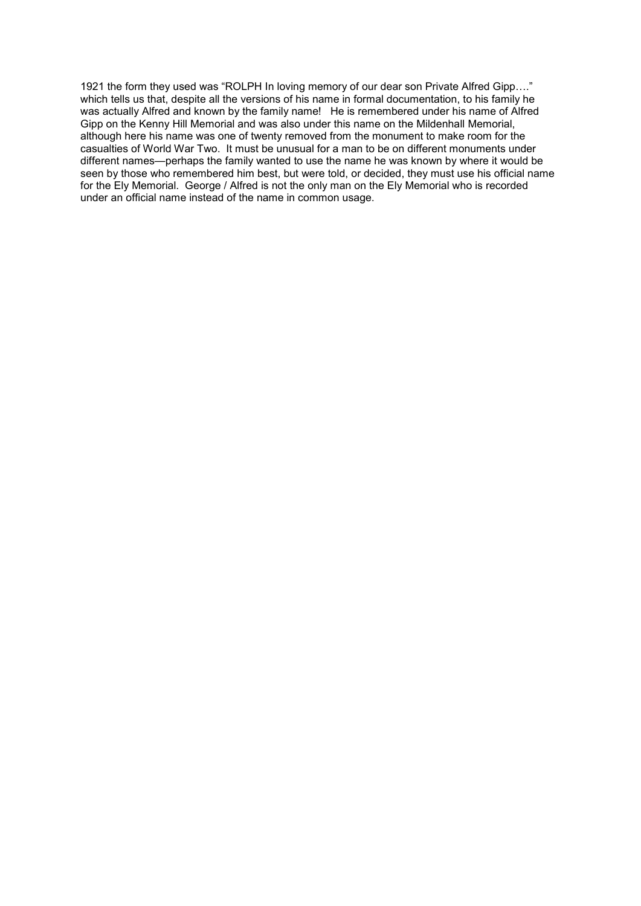1921 the form they used was “ROLPH In loving memory of our dear son Private Alfred Gipp….” which tells us that, despite all the versions of his name in formal documentation, to his family he was actually Alfred and known by the family name! He is remembered under his name of Alfred Gipp on the Kenny Hill Memorial and was also under this name on the Mildenhall Memorial, although here his name was one of twenty removed from the monument to make room for the casualties of World War Two. It must be unusual for a man to be on different monuments under different names—perhaps the family wanted to use the name he was known by where it would be seen by those who remembered him best, but were told, or decided, they must use his official name for the Ely Memorial. George / Alfred is not the only man on the Ely Memorial who is recorded under an official name instead of the name in common usage.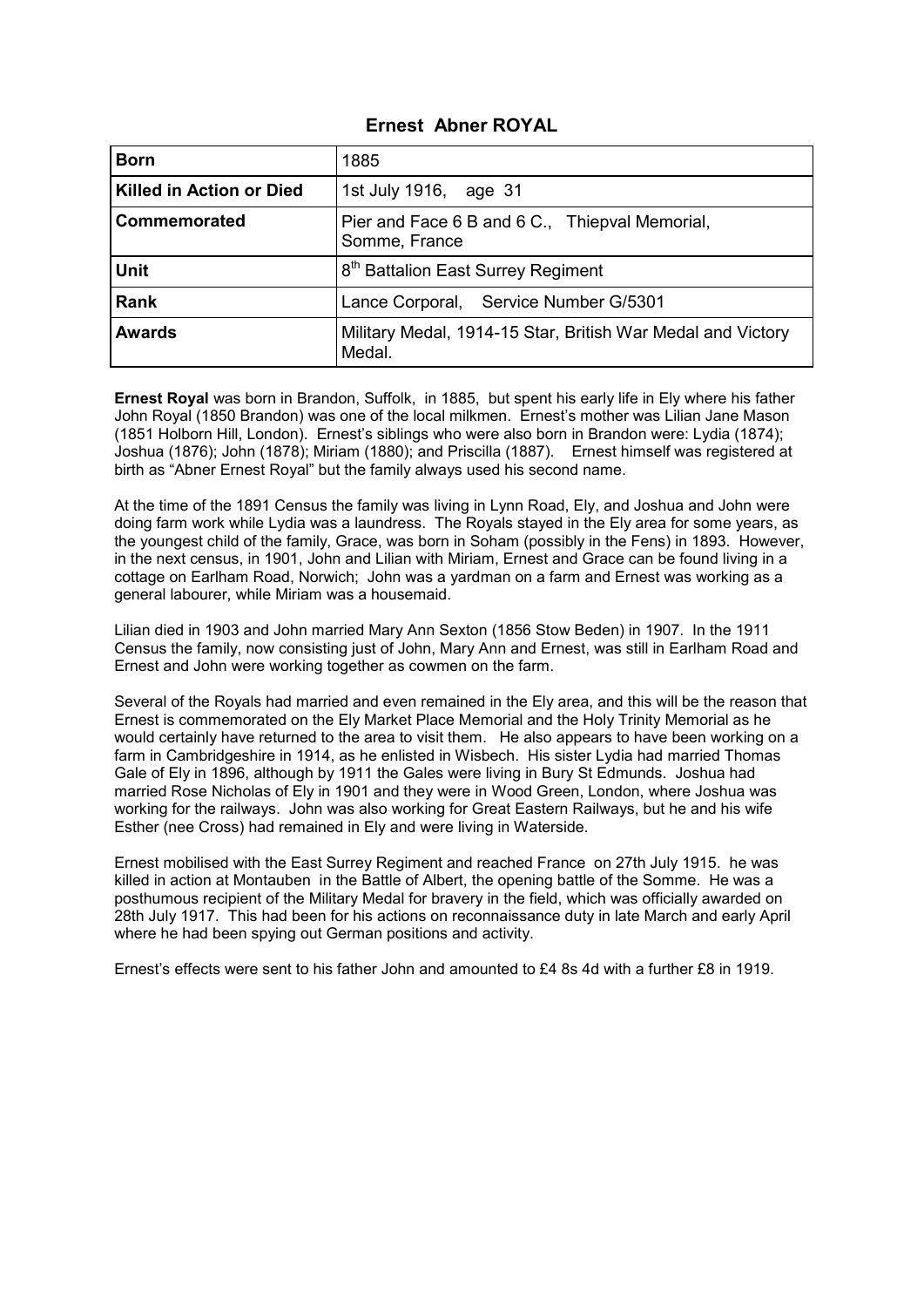# Ernest Abner ROYAL

| | |
|---|---|
| **Born** | 1885 |
| **Killed in Action or Died** | 1st July 1916, age 31 |
| **Commemorated** | Pier and Face 6 B and 6 C., Thiepval Memorial, Somme, France |
| **Unit** | 8th Battalion East Surrey Regiment |
| **Rank** | Lance Corporal, Service Number G/5301 |
| **Awards** | Military Medal, 1914-15 Star, British War Medal and Victory Medal. |

**Ernest Royal** was born in Brandon, Suffolk, in 1885, but spent his early life in Ely where his father John Royal (1850 Brandon) was one of the local milkmen. Ernest's mother was Lilian Jane Mason (1851 Holborn Hill, London). Ernest's siblings who were also born in Brandon were: Lydia (1874); Joshua (1876); John (1878); Miriam (1880); and Priscilla (1887). Ernest himself was registered at birth as "Abner Ernest Royal" but the family always used his second name.

At the time of the 1891 Census the family was living in Lynn Road, Ely, and Joshua and John were doing farm work while Lydia was a laundress. The Royals stayed in the Ely area for some years, as the youngest child of the family, Grace, was born in Soham (possibly in the Fens) in 1893. However, in the next census, in 1901, John and Lilian with Miriam, Ernest and Grace can be found living in a cottage on Earlham Road, Norwich; John was a yardman on a farm and Ernest was working as a general labourer, while Miriam was a housemaid.

Lilian died in 1903 and John married Mary Ann Sexton (1856 Stow Beden) in 1907. In the 1911 Census the family, now consisting just of John, Mary Ann and Ernest, was still in Earlham Road and Ernest and John were working together as cowmen on the farm.

Several of the Royals had married and even remained in the Ely area, and this will be the reason that Ernest is commemorated on the Ely Market Place Memorial and the Holy Trinity Memorial as he would certainly have returned to the area to visit them. He also appears to have been working on a farm in Cambridgeshire in 1914, as he enlisted in Wisbech. His sister Lydia had married Thomas Gale of Ely in 1896, although by 1911 the Gales were living in Bury St Edmunds. Joshua had married Rose Nicholas of Ely in 1901 and they were in Wood Green, London, where Joshua was working for the railways. John was also working for Great Eastern Railways, but he and his wife Esther (nee Cross) had remained in Ely and were living in Waterside.

Ernest mobilised with the East Surrey Regiment and reached France on 27th July 1915. he was killed in action at Montauben in the Battle of Albert, the opening battle of the Somme. He was a posthumous recipient of the Military Medal for bravery in the field, which was officially awarded on 28th July 1917. This had been for his actions on reconnaissance duty in late March and early April where he had been spying out German positions and activity.

Ernest's effects were sent to his father John and amounted to £4 8s 4d with a further £8 in 1919.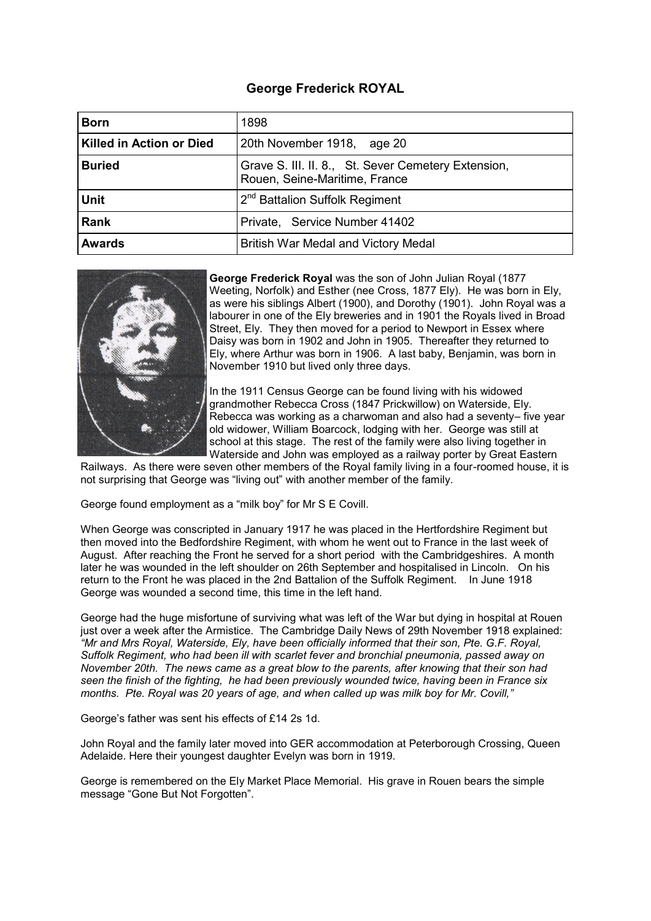# George Frederick ROYAL

| **Born** | 1898 |
| --- | --- |
| **Killed in Action or Died** | 20th November 1918, age 20 |
| **Buried** | Grave S. III. II. 8., St. Sever Cemetery Extension, Rouen, Seine-Maritime, France |
| **Unit** | 2nd Battalion Suffolk Regiment |
| **Rank** | Private, Service Number 41402 |
| **Awards** | British War Medal and Victory Medal |

**George Frederick Royal** was the son of John Julian Royal (1877 Weeting, Norfolk) and Esther (nee Cross, 1877 Ely). He was born in Ely, as were his siblings Albert (1900), and Dorothy (1901). John Royal was a labourer in one of the Ely breweries and in 1901 the Royals lived in Broad Street, Ely. They then moved for a period to Newport in Essex where Daisy was born in 1902 and John in 1905. Thereafter they returned to Ely, where Arthur was born in 1906. A last baby, Benjamin, was born in November 1910 but lived only three days.

In the 1911 Census George can be found living with his widowed grandmother Rebecca Cross (1847 Prickwillow) on Waterside, Ely. Rebecca was working as a charwoman and also had a seventy– five year old widower, William Boarcock, lodging with her. George was still at school at this stage. The rest of the family were also living together in Waterside and John was employed as a railway porter by Great Eastern Railways. As there were seven other members of the Royal family living in a four-roomed house, it is not surprising that George was "living out" with another member of the family.

George found employment as a "milk boy" for Mr S E Covill.

When George was conscripted in January 1917 he was placed in the Hertfordshire Regiment but then moved into the Bedfordshire Regiment, with whom he went out to France in the last week of August. After reaching the Front he served for a short period with the Cambridgeshires. A month later he was wounded in the left shoulder on 26th September and hospitalised in Lincoln. On his return to the Front he was placed in the 2nd Battalion of the Suffolk Regiment. In June 1918 George was wounded a second time, this time in the left hand.

George had the huge misfortune of surviving what was left of the War but dying in hospital at Rouen just over a week after the Armistice. The Cambridge Daily News of 29th November 1918 explained: *"Mr and Mrs Royal, Waterside, Ely, have been officially informed that their son, Pte. G.F. Royal, Suffolk Regiment, who had been ill with scarlet fever and bronchial pneumonia, passed away on November 20th. The news came as a great blow to the parents, after knowing that their son had seen the finish of the fighting, he had been previously wounded twice, having been in France six months. Pte. Royal was 20 years of age, and when called up was milk boy for Mr. Covill,"*

George's father was sent his effects of £14 2s 1d.

John Royal and the family later moved into GER accommodation at Peterborough Crossing, Queen Adelaide. Here their youngest daughter Evelyn was born in 1919.

George is remembered on the Ely Market Place Memorial. His grave in Rouen bears the simple message "Gone But Not Forgotten".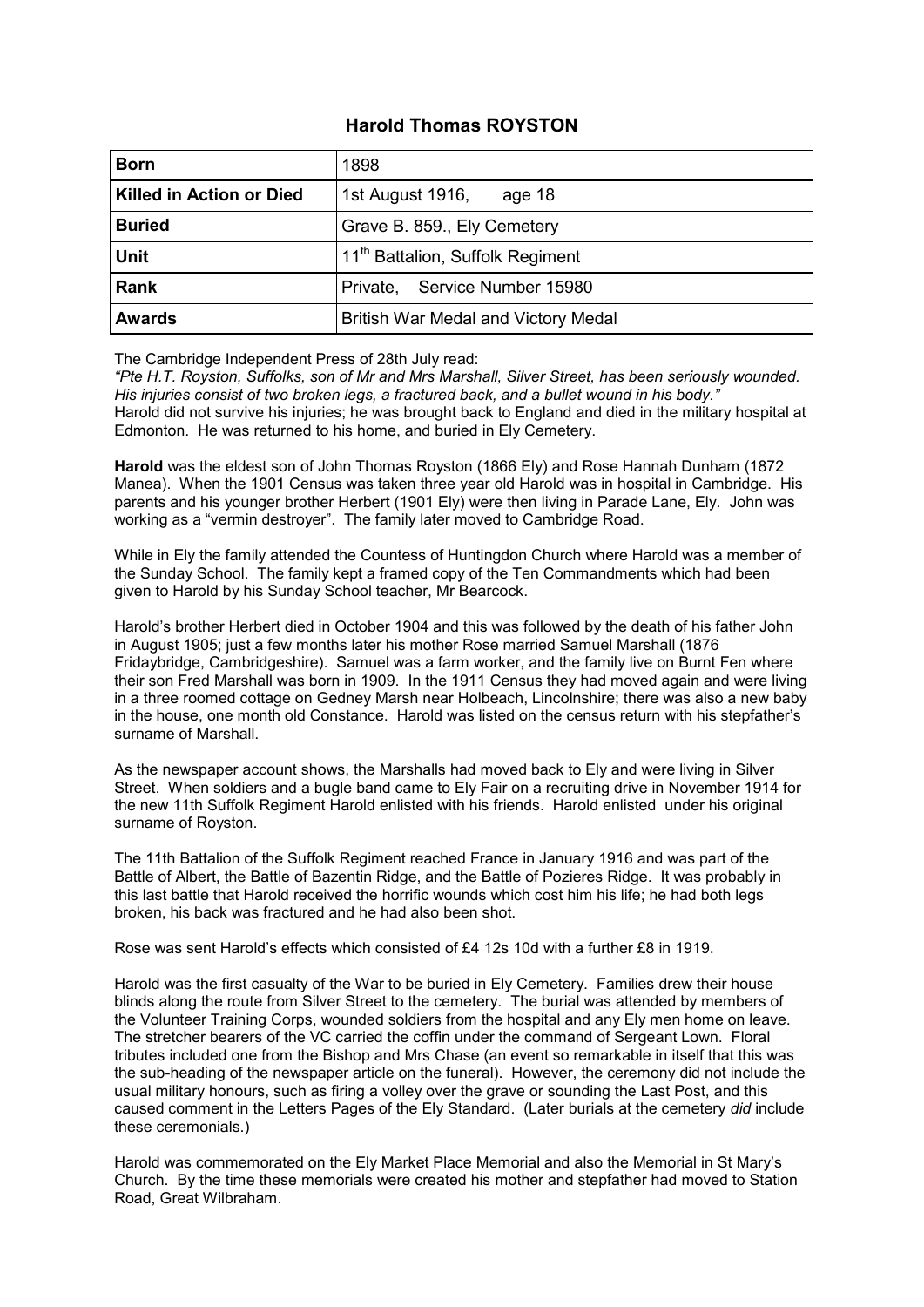# Harold Thomas ROYSTON

| **Born** | 1898 |
|---|---|
| **Killed in Action or Died** | 1st August 1916, age 18 |
| **Buried** | Grave B. 859., Ely Cemetery |
| **Unit** | 11th Battalion, Suffolk Regiment |
| **Rank** | Private, Service Number 15980 |
| **Awards** | British War Medal and Victory Medal |

The Cambridge Independent Press of 28th July read:
*"Pte H.T. Royston, Suffolks, son of Mr and Mrs Marshall, Silver Street, has been seriously wounded. His injuries consist of two broken legs, a fractured back, and a bullet wound in his body."*
Harold did not survive his injuries; he was brought back to England and died in the military hospital at Edmonton. He was returned to his home, and buried in Ely Cemetery.

**Harold** was the eldest son of John Thomas Royston (1866 Ely) and Rose Hannah Dunham (1872 Manea). When the 1901 Census was taken three year old Harold was in hospital in Cambridge. His parents and his younger brother Herbert (1901 Ely) were then living in Parade Lane, Ely. John was working as a "vermin destroyer". The family later moved to Cambridge Road.

While in Ely the family attended the Countess of Huntingdon Church where Harold was a member of the Sunday School. The family kept a framed copy of the Ten Commandments which had been given to Harold by his Sunday School teacher, Mr Bearcock.

Harold's brother Herbert died in October 1904 and this was followed by the death of his father John in August 1905; just a few months later his mother Rose married Samuel Marshall (1876 Fridaybridge, Cambridgeshire). Samuel was a farm worker, and the family live on Burnt Fen where their son Fred Marshall was born in 1909. In the 1911 Census they had moved again and were living in a three roomed cottage on Gedney Marsh near Holbeach, Lincolnshire; there was also a new baby in the house, one month old Constance. Harold was listed on the census return with his stepfather's surname of Marshall.

As the newspaper account shows, the Marshalls had moved back to Ely and were living in Silver Street. When soldiers and a bugle band came to Ely Fair on a recruiting drive in November 1914 for the new 11th Suffolk Regiment Harold enlisted with his friends. Harold enlisted under his original surname of Royston.

The 11th Battalion of the Suffolk Regiment reached France in January 1916 and was part of the Battle of Albert, the Battle of Bazentin Ridge, and the Battle of Pozieres Ridge. It was probably in this last battle that Harold received the horrific wounds which cost him his life; he had both legs broken, his back was fractured and he had also been shot.

Rose was sent Harold's effects which consisted of £4 12s 10d with a further £8 in 1919.

Harold was the first casualty of the War to be buried in Ely Cemetery. Families drew their house blinds along the route from Silver Street to the cemetery. The burial was attended by members of the Volunteer Training Corps, wounded soldiers from the hospital and any Ely men home on leave. The stretcher bearers of the VC carried the coffin under the command of Sergeant Lown. Floral tributes included one from the Bishop and Mrs Chase (an event so remarkable in itself that this was the sub-heading of the newspaper article on the funeral). However, the ceremony did not include the usual military honours, such as firing a volley over the grave or sounding the Last Post, and this caused comment in the Letters Pages of the Ely Standard. (Later burials at the cemetery *did* include these ceremonials.)

Harold was commemorated on the Ely Market Place Memorial and also the Memorial in St Mary's Church. By the time these memorials were created his mother and stepfather had moved to Station Road, Great Wilbraham.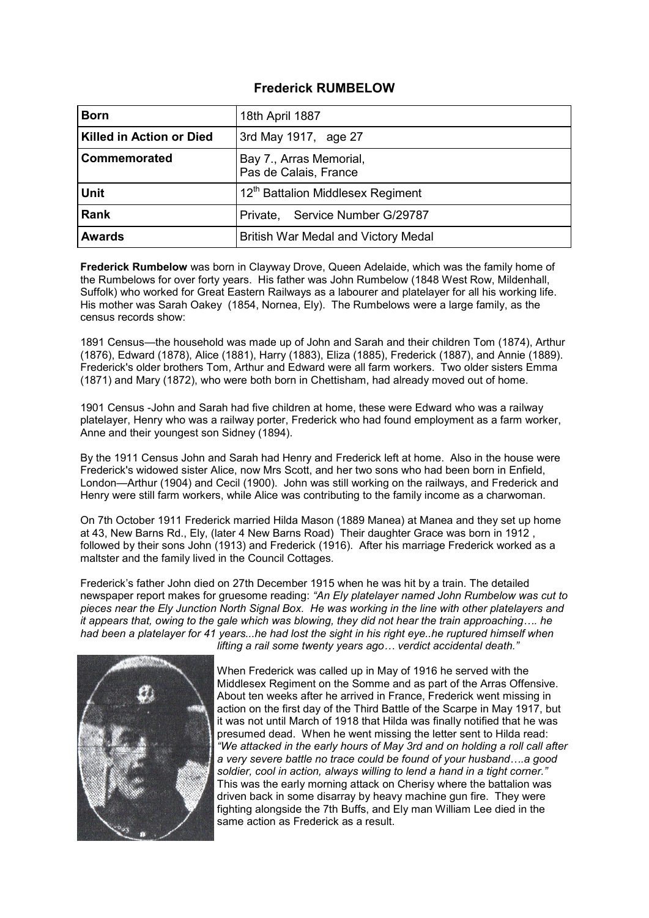# Frederick RUMBELOW

| | |
|---|---|
| **Born** | 18th April 1887 |
| **Killed in Action or Died** | 3rd May 1917, age 27 |
| **Commemorated** | Bay 7., Arras Memorial, Pas de Calais, France |
| **Unit** | 12th Battalion Middlesex Regiment |
| **Rank** | Private, Service Number G/29787 |
| **Awards** | British War Medal and Victory Medal |

**Frederick Rumbelow** was born in Clayway Drove, Queen Adelaide, which was the family home of the Rumbelows for over forty years. His father was John Rumbelow (1848 West Row, Mildenhall, Suffolk) who worked for Great Eastern Railways as a labourer and platelayer for all his working life. His mother was Sarah Oakey (1854, Nornea, Ely). The Rumbelows were a large family, as the census records show:

1891 Census—the household was made up of John and Sarah and their children Tom (1874), Arthur (1876), Edward (1878), Alice (1881), Harry (1883), Eliza (1885), Frederick (1887), and Annie (1889). Frederick's older brothers Tom, Arthur and Edward were all farm workers. Two older sisters Emma (1871) and Mary (1872), who were both born in Chettisham, had already moved out of home.

1901 Census -John and Sarah had five children at home, these were Edward who was a railway platelayer, Henry who was a railway porter, Frederick who had found employment as a farm worker, Anne and their youngest son Sidney (1894).

By the 1911 Census John and Sarah had Henry and Frederick left at home. Also in the house were Frederick's widowed sister Alice, now Mrs Scott, and her two sons who had been born in Enfield, London—Arthur (1904) and Cecil (1900). John was still working on the railways, and Frederick and Henry were still farm workers, while Alice was contributing to the family income as a charwoman.

On 7th October 1911 Frederick married Hilda Mason (1889 Manea) at Manea and they set up home at 43, New Barns Rd., Ely, (later 4 New Barns Road) Their daughter Grace was born in 1912 , followed by their sons John (1913) and Frederick (1916). After his marriage Frederick worked as a maltster and the family lived in the Council Cottages.

Frederick's father John died on 27th December 1915 when he was hit by a train. The detailed newspaper report makes for gruesome reading: *"An Ely platelayer named John Rumbelow was cut to pieces near the Ely Junction North Signal Box. He was working in the line with other platelayers and it appears that, owing to the gale which was blowing, they did not hear the train approaching…. he had been a platelayer for 41 years...he had lost the sight in his right eye..he ruptured himself when lifting a rail some twenty years ago… verdict accidental death."*

When Frederick was called up in May of 1916 he served with the Middlesex Regiment on the Somme and as part of the Arras Offensive. About ten weeks after he arrived in France, Frederick went missing in action on the first day of the Third Battle of the Scarpe in May 1917, but it was not until March of 1918 that Hilda was finally notified that he was presumed dead. When he went missing the letter sent to Hilda read: *"We attacked in the early hours of May 3rd and on holding a roll call after a very severe battle no trace could be found of your husband….a good soldier, cool in action, always willing to lend a hand in a tight corner."* This was the early morning attack on Cherisy where the battalion was driven back in some disarray by heavy machine gun fire. They were fighting alongside the 7th Buffs, and Ely man William Lee died in the same action as Frederick as a result.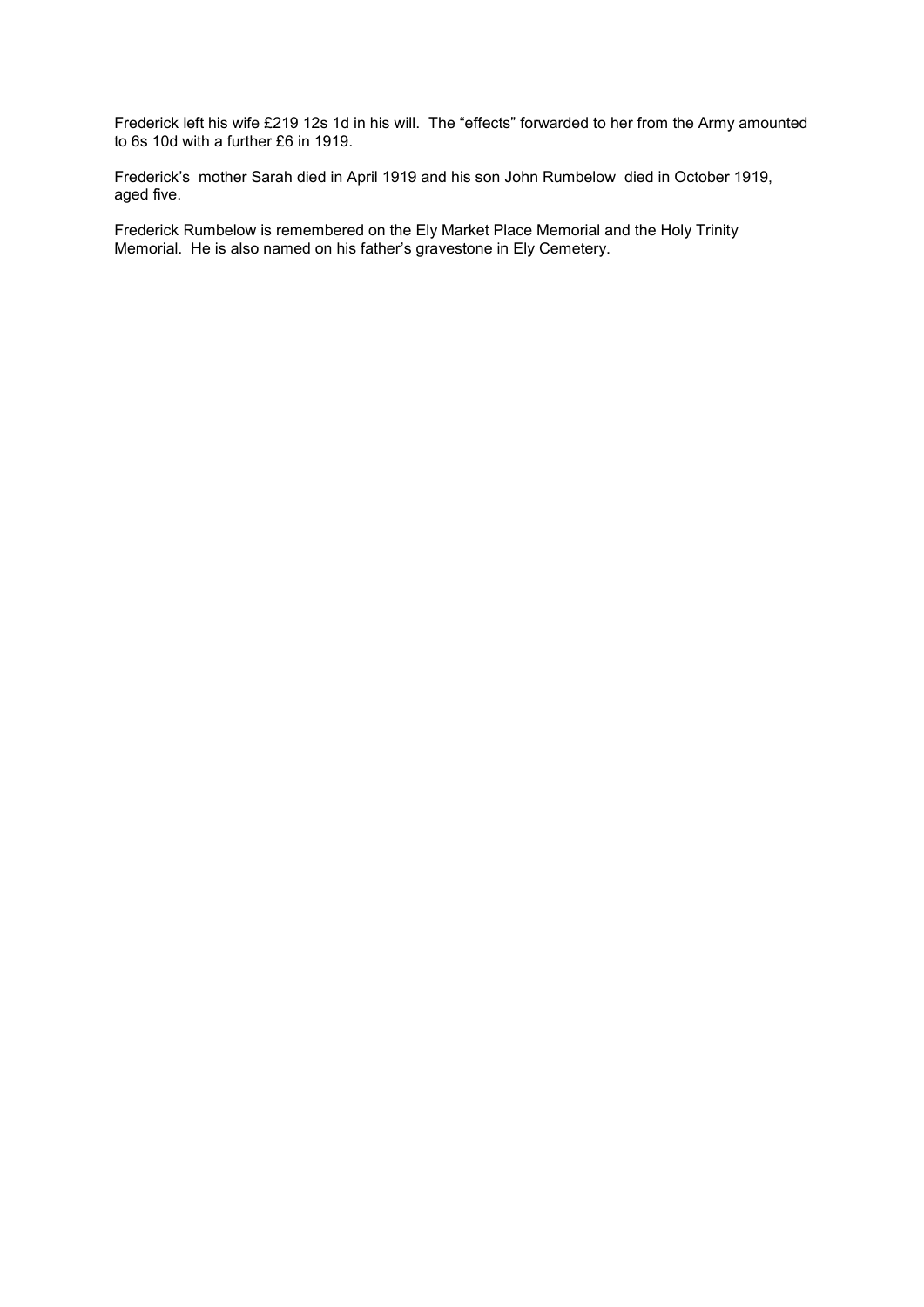Frederick left his wife £219 12s 1d in his will. The “effects” forwarded to her from the Army amounted to 6s 10d with a further £6 in 1919.

Frederick’s mother Sarah died in April 1919 and his son John Rumbelow died in October 1919, aged five.

Frederick Rumbelow is remembered on the Ely Market Place Memorial and the Holy Trinity Memorial. He is also named on his father’s gravestone in Ely Cemetery.